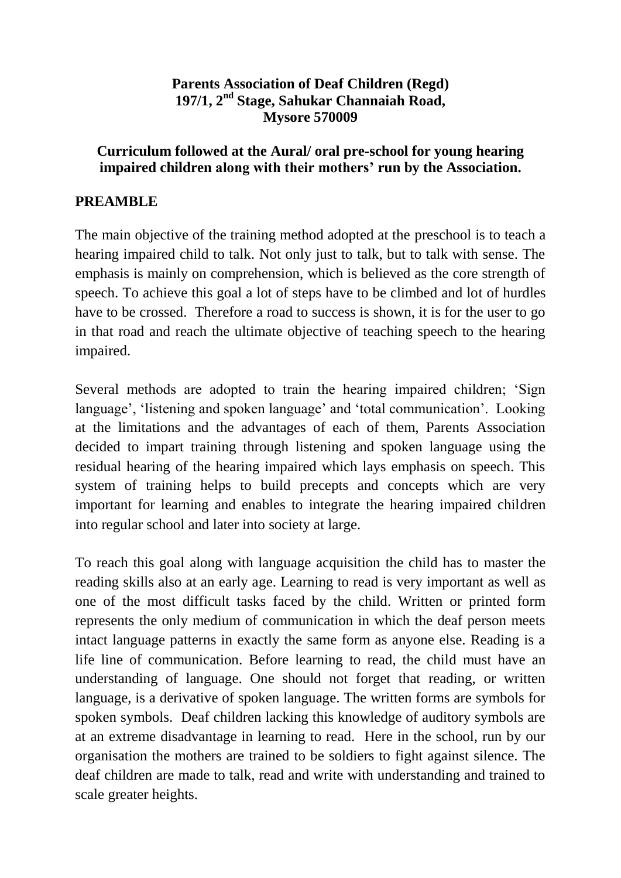**Parents Association of Deaf Children (Regd)**
**197/1, 2nd Stage, Sahukar Channaiah Road,**
**Mysore 570009**

**Curriculum followed at the Aural/ oral pre-school for young hearing impaired children along with their mothers' run by the Association.**

## PREAMBLE

The main objective of the training method adopted at the preschool is to teach a hearing impaired child to talk. Not only just to talk, but to talk with sense. The emphasis is mainly on comprehension, which is believed as the core strength of speech. To achieve this goal a lot of steps have to be climbed and lot of hurdles have to be crossed. Therefore a road to success is shown, it is for the user to go in that road and reach the ultimate objective of teaching speech to the hearing impaired.

Several methods are adopted to train the hearing impaired children; 'Sign language', 'listening and spoken language' and 'total communication'. Looking at the limitations and the advantages of each of them, Parents Association decided to impart training through listening and spoken language using the residual hearing of the hearing impaired which lays emphasis on speech. This system of training helps to build precepts and concepts which are very important for learning and enables to integrate the hearing impaired children into regular school and later into society at large.

To reach this goal along with language acquisition the child has to master the reading skills also at an early age. Learning to read is very important as well as one of the most difficult tasks faced by the child. Written or printed form represents the only medium of communication in which the deaf person meets intact language patterns in exactly the same form as anyone else. Reading is a life line of communication. Before learning to read, the child must have an understanding of language. One should not forget that reading, or written language, is a derivative of spoken language. The written forms are symbols for spoken symbols. Deaf children lacking this knowledge of auditory symbols are at an extreme disadvantage in learning to read. Here in the school, run by our organisation the mothers are trained to be soldiers to fight against silence. The deaf children are made to talk, read and write with understanding and trained to scale greater heights.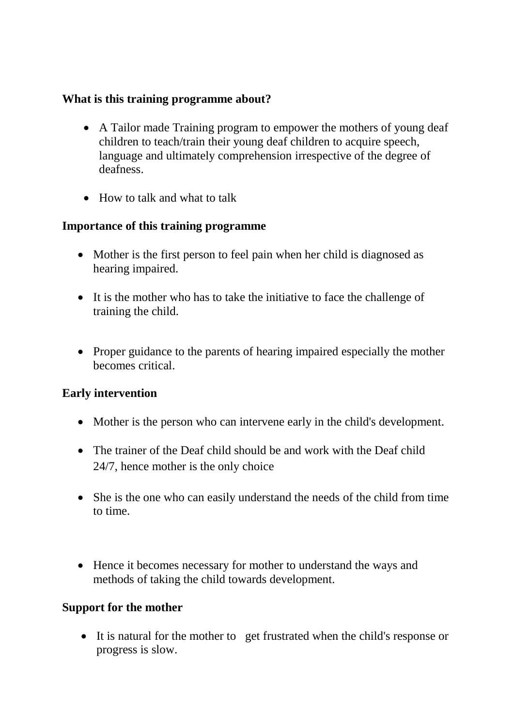**What is this training programme about?**

- A Tailor made Training program to empower the mothers of young deaf children to teach/train their young deaf children to acquire speech, language and ultimately comprehension irrespective of the degree of deafness.

- How to talk and what to talk

**Importance of this training programme**

- Mother is the first person to feel pain when her child is diagnosed as hearing impaired.

- It is the mother who has to take the initiative to face the challenge of training the child.

- Proper guidance to the parents of hearing impaired especially the mother becomes critical.

**Early intervention**

- Mother is the person who can intervene early in the child's development.

- The trainer of the Deaf child should be and work with the Deaf child 24/7, hence mother is the only choice

- She is the one who can easily understand the needs of the child from time to time.

- Hence it becomes necessary for mother to understand the ways and methods of taking the child towards development.

**Support for the mother**

- It is natural for the mother to get frustrated when the child's response or progress is slow.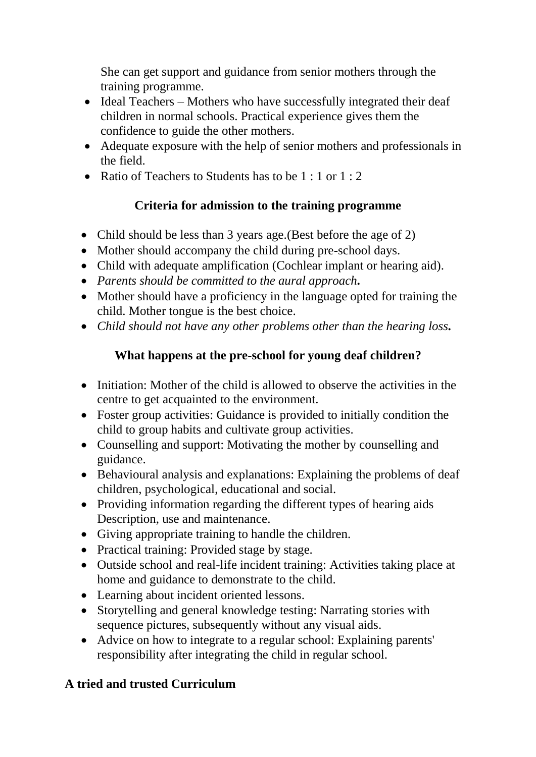She can get support and guidance from senior mothers through the training programme.

- Ideal Teachers – Mothers who have successfully integrated their deaf children in normal schools. Practical experience gives them the confidence to guide the other mothers.
- Adequate exposure with the help of senior mothers and professionals in the field.
- Ratio of Teachers to Students has to be 1 : 1 or 1 : 2

### Criteria for admission to the training programme

- Child should be less than 3 years age.(Best before the age of 2)
- Mother should accompany the child during pre-school days.
- Child with adequate amplification (Cochlear implant or hearing aid).
- *Parents should be committed to the aural approach.*
- Mother should have a proficiency in the language opted for training the child. Mother tongue is the best choice.
- *Child should not have any other problems other than the hearing loss.*

### What happens at the pre-school for young deaf children?

- Initiation: Mother of the child is allowed to observe the activities in the centre to get acquainted to the environment.
- Foster group activities: Guidance is provided to initially condition the child to group habits and cultivate group activities.
- Counselling and support: Motivating the mother by counselling and guidance.
- Behavioural analysis and explanations: Explaining the problems of deaf children, psychological, educational and social.
- Providing information regarding the different types of hearing aids Description, use and maintenance.
- Giving appropriate training to handle the children.
- Practical training: Provided stage by stage.
- Outside school and real-life incident training: Activities taking place at home and guidance to demonstrate to the child.
- Learning about incident oriented lessons.
- Storytelling and general knowledge testing: Narrating stories with sequence pictures, subsequently without any visual aids.
- Advice on how to integrate to a regular school: Explaining parents' responsibility after integrating the child in regular school.

### A tried and trusted Curriculum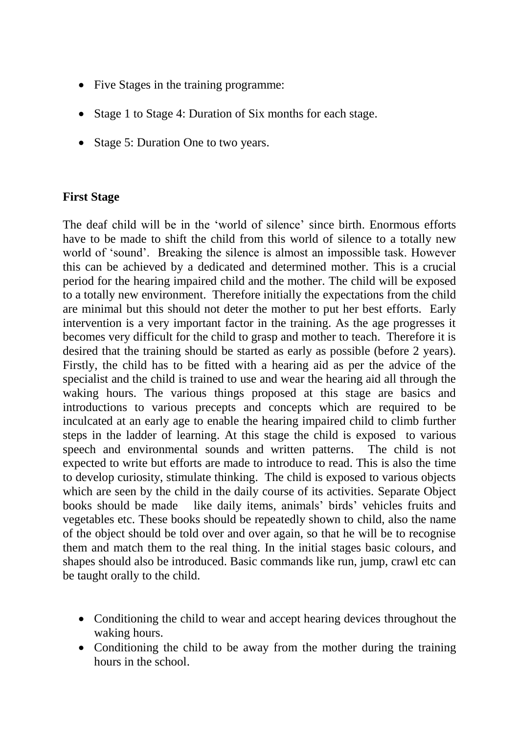- Five Stages in the training programme:
- Stage 1 to Stage 4: Duration of Six months for each stage.
- Stage 5: Duration One to two years.

**First Stage**

The deaf child will be in the 'world of silence' since birth. Enormous efforts have to be made to shift the child from this world of silence to a totally new world of 'sound'. Breaking the silence is almost an impossible task. However this can be achieved by a dedicated and determined mother. This is a crucial period for the hearing impaired child and the mother. The child will be exposed to a totally new environment. Therefore initially the expectations from the child are minimal but this should not deter the mother to put her best efforts. Early intervention is a very important factor in the training. As the age progresses it becomes very difficult for the child to grasp and mother to teach. Therefore it is desired that the training should be started as early as possible (before 2 years). Firstly, the child has to be fitted with a hearing aid as per the advice of the specialist and the child is trained to use and wear the hearing aid all through the waking hours. The various things proposed at this stage are basics and introductions to various precepts and concepts which are required to be inculcated at an early age to enable the hearing impaired child to climb further steps in the ladder of learning. At this stage the child is exposed to various speech and environmental sounds and written patterns. The child is not expected to write but efforts are made to introduce to read. This is also the time to develop curiosity, stimulate thinking. The child is exposed to various objects which are seen by the child in the daily course of its activities. Separate Object books should be made like daily items, animals' birds' vehicles fruits and vegetables etc. These books should be repeatedly shown to child, also the name of the object should be told over and over again, so that he will be to recognise them and match them to the real thing. In the initial stages basic colours, and shapes should also be introduced. Basic commands like run, jump, crawl etc can be taught orally to the child.

- Conditioning the child to wear and accept hearing devices throughout the waking hours.
- Conditioning the child to be away from the mother during the training hours in the school.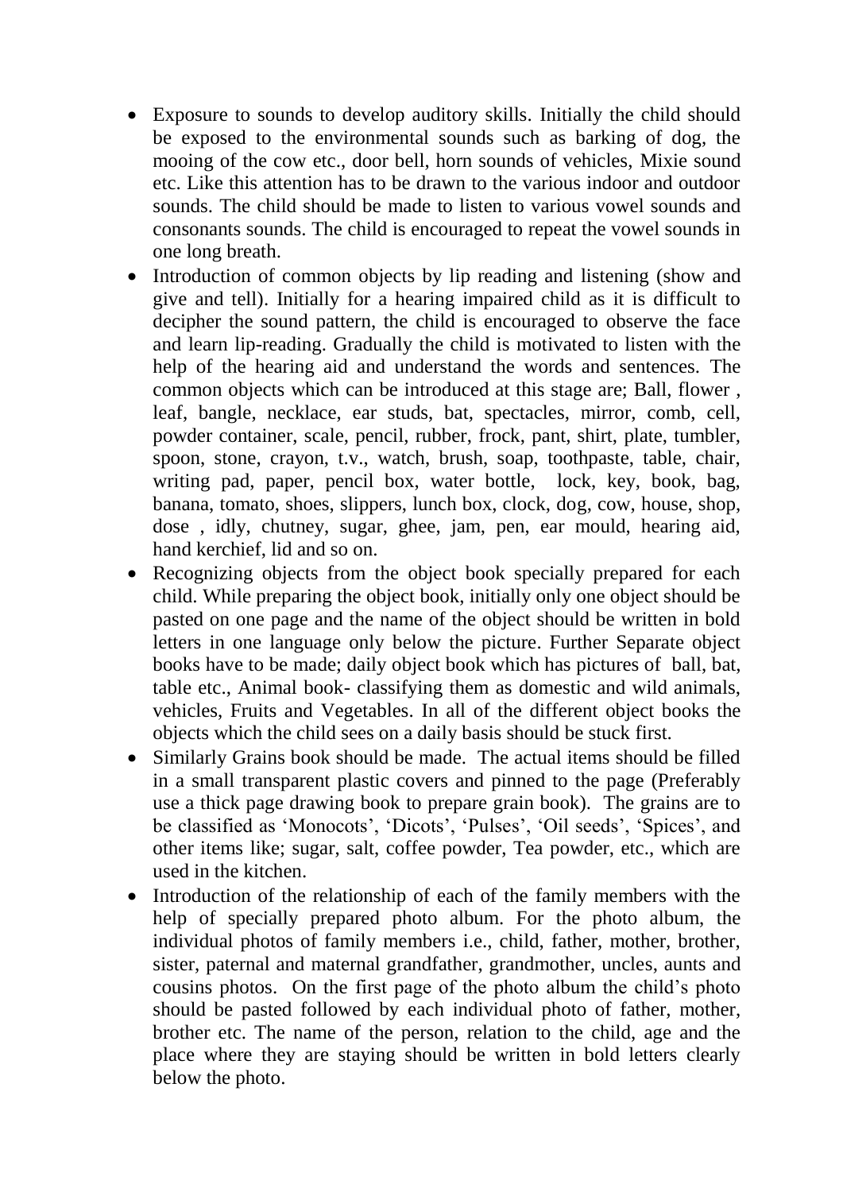- Exposure to sounds to develop auditory skills. Initially the child should be exposed to the environmental sounds such as barking of dog, the mooing of the cow etc., door bell, horn sounds of vehicles, Mixie sound etc. Like this attention has to be drawn to the various indoor and outdoor sounds. The child should be made to listen to various vowel sounds and consonants sounds. The child is encouraged to repeat the vowel sounds in one long breath.
- Introduction of common objects by lip reading and listening (show and give and tell). Initially for a hearing impaired child as it is difficult to decipher the sound pattern, the child is encouraged to observe the face and learn lip-reading. Gradually the child is motivated to listen with the help of the hearing aid and understand the words and sentences. The common objects which can be introduced at this stage are; Ball, flower , leaf, bangle, necklace, ear studs, bat, spectacles, mirror, comb, cell, powder container, scale, pencil, rubber, frock, pant, shirt, plate, tumbler, spoon, stone, crayon, t.v., watch, brush, soap, toothpaste, table, chair, writing pad, paper, pencil box, water bottle, lock, key, book, bag, banana, tomato, shoes, slippers, lunch box, clock, dog, cow, house, shop, dose , idly, chutney, sugar, ghee, jam, pen, ear mould, hearing aid, hand kerchief, lid and so on.
- Recognizing objects from the object book specially prepared for each child. While preparing the object book, initially only one object should be pasted on one page and the name of the object should be written in bold letters in one language only below the picture. Further Separate object books have to be made; daily object book which has pictures of ball, bat, table etc., Animal book- classifying them as domestic and wild animals, vehicles, Fruits and Vegetables. In all of the different object books the objects which the child sees on a daily basis should be stuck first.
- Similarly Grains book should be made. The actual items should be filled in a small transparent plastic covers and pinned to the page (Preferably use a thick page drawing book to prepare grain book). The grains are to be classified as 'Monocots', 'Dicots', 'Pulses', 'Oil seeds', 'Spices', and other items like; sugar, salt, coffee powder, Tea powder, etc., which are used in the kitchen.
- Introduction of the relationship of each of the family members with the help of specially prepared photo album. For the photo album, the individual photos of family members i.e., child, father, mother, brother, sister, paternal and maternal grandfather, grandmother, uncles, aunts and cousins photos. On the first page of the photo album the child's photo should be pasted followed by each individual photo of father, mother, brother etc. The name of the person, relation to the child, age and the place where they are staying should be written in bold letters clearly below the photo.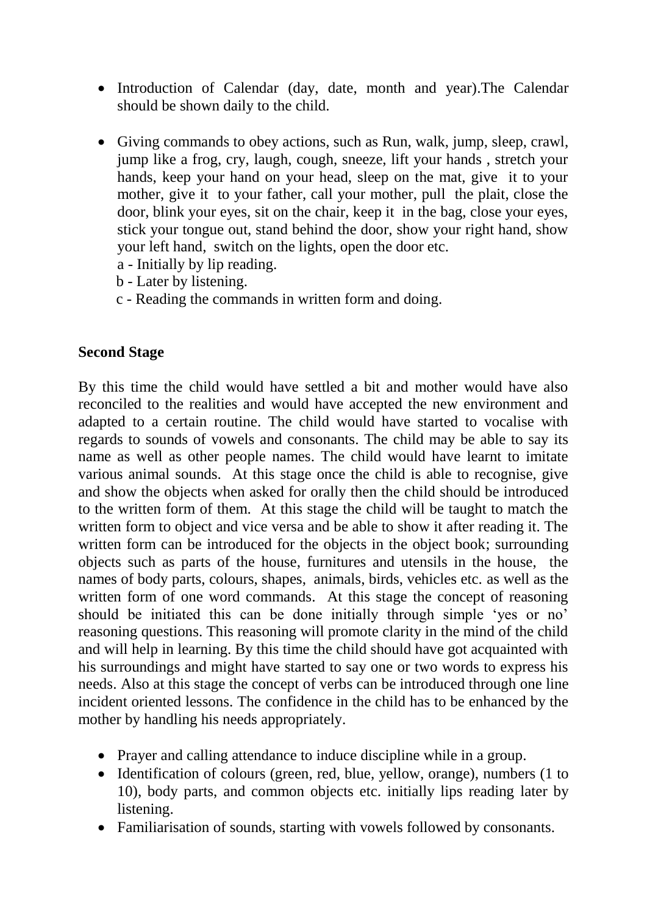- Introduction of Calendar (day, date, month and year).The Calendar should be shown daily to the child.

- Giving commands to obey actions, such as Run, walk, jump, sleep, crawl, jump like a frog, cry, laugh, cough, sneeze, lift your hands , stretch your hands, keep your hand on your head, sleep on the mat, give it to your mother, give it to your father, call your mother, pull the plait, close the door, blink your eyes, sit on the chair, keep it in the bag, close your eyes, stick your tongue out, stand behind the door, show your right hand, show your left hand, switch on the lights, open the door etc.
  a - Initially by lip reading.
  b - Later by listening.
  c - Reading the commands in written form and doing.

**Second Stage**

By this time the child would have settled a bit and mother would have also reconciled to the realities and would have accepted the new environment and adapted to a certain routine. The child would have started to vocalise with regards to sounds of vowels and consonants. The child may be able to say its name as well as other people names. The child would have learnt to imitate various animal sounds. At this stage once the child is able to recognise, give and show the objects when asked for orally then the child should be introduced to the written form of them. At this stage the child will be taught to match the written form to object and vice versa and be able to show it after reading it. The written form can be introduced for the objects in the object book; surrounding objects such as parts of the house, furnitures and utensils in the house, the names of body parts, colours, shapes, animals, birds, vehicles etc. as well as the written form of one word commands. At this stage the concept of reasoning should be initiated this can be done initially through simple 'yes or no' reasoning questions. This reasoning will promote clarity in the mind of the child and will help in learning. By this time the child should have got acquainted with his surroundings and might have started to say one or two words to express his needs. Also at this stage the concept of verbs can be introduced through one line incident oriented lessons. The confidence in the child has to be enhanced by the mother by handling his needs appropriately.

- Prayer and calling attendance to induce discipline while in a group.
- Identification of colours (green, red, blue, yellow, orange), numbers (1 to 10), body parts, and common objects etc. initially lips reading later by listening.
- Familiarisation of sounds, starting with vowels followed by consonants.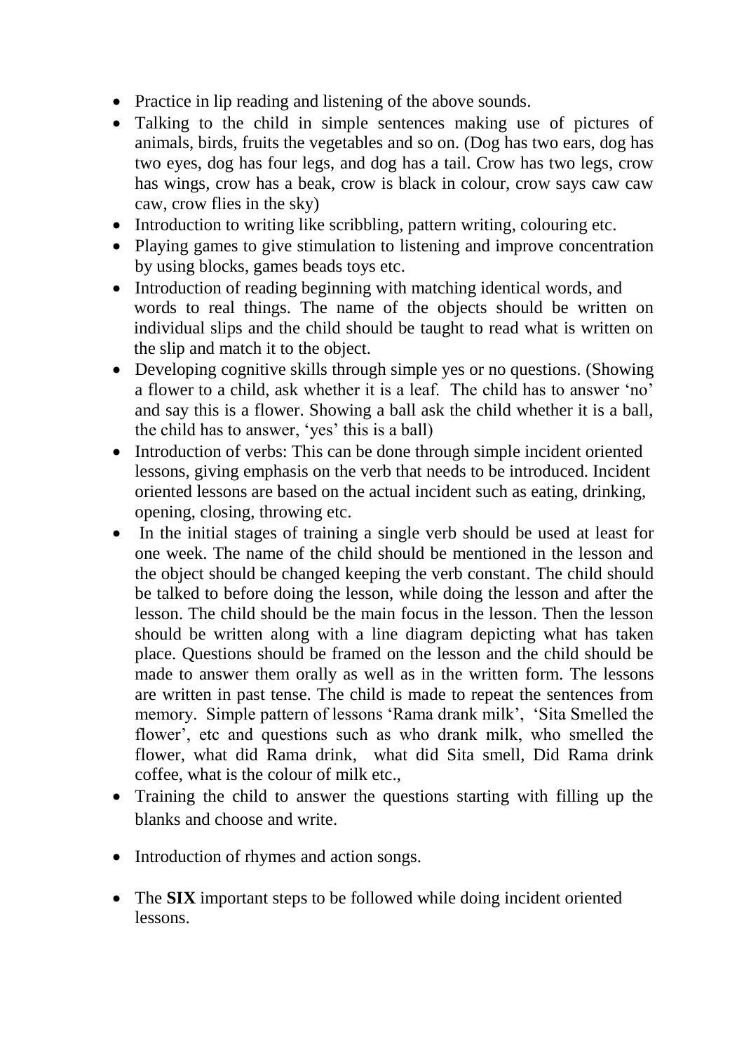- Practice in lip reading and listening of the above sounds.
- Talking to the child in simple sentences making use of pictures of animals, birds, fruits the vegetables and so on. (Dog has two ears, dog has two eyes, dog has four legs, and dog has a tail. Crow has two legs, crow has wings, crow has a beak, crow is black in colour, crow says caw caw caw, crow flies in the sky)
- Introduction to writing like scribbling, pattern writing, colouring etc.
- Playing games to give stimulation to listening and improve concentration by using blocks, games beads toys etc.
- Introduction of reading beginning with matching identical words, and words to real things. The name of the objects should be written on individual slips and the child should be taught to read what is written on the slip and match it to the object.
- Developing cognitive skills through simple yes or no questions. (Showing a flower to a child, ask whether it is a leaf. The child has to answer 'no' and say this is a flower. Showing a ball ask the child whether it is a ball, the child has to answer, 'yes' this is a ball)
- Introduction of verbs: This can be done through simple incident oriented lessons, giving emphasis on the verb that needs to be introduced. Incident oriented lessons are based on the actual incident such as eating, drinking, opening, closing, throwing etc.
- In the initial stages of training a single verb should be used at least for one week. The name of the child should be mentioned in the lesson and the object should be changed keeping the verb constant. The child should be talked to before doing the lesson, while doing the lesson and after the lesson. The child should be the main focus in the lesson. Then the lesson should be written along with a line diagram depicting what has taken place. Questions should be framed on the lesson and the child should be made to answer them orally as well as in the written form. The lessons are written in past tense. The child is made to repeat the sentences from memory. Simple pattern of lessons 'Rama drank milk', 'Sita Smelled the flower', etc and questions such as who drank milk, who smelled the flower, what did Rama drink, what did Sita smell, Did Rama drink coffee, what is the colour of milk etc.,
- Training the child to answer the questions starting with filling up the blanks and choose and write.
- Introduction of rhymes and action songs.
- The **SIX** important steps to be followed while doing incident oriented lessons.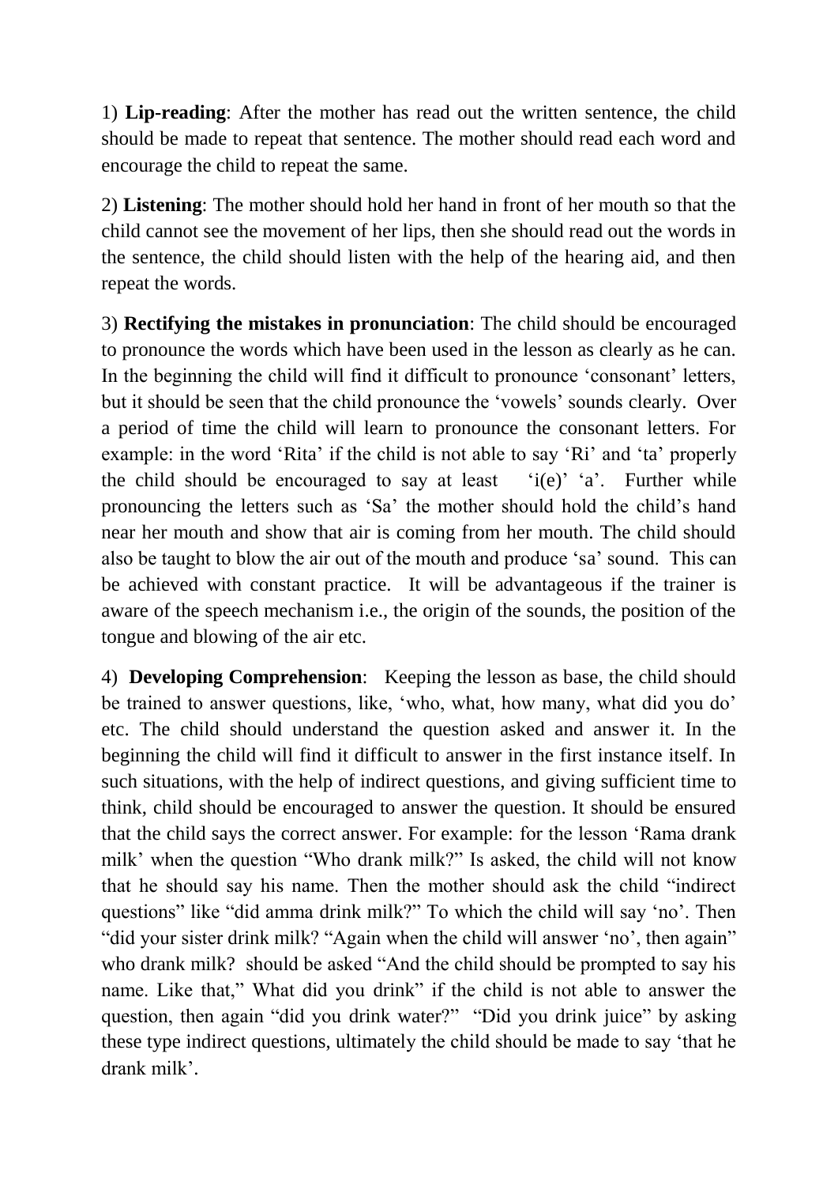1) **Lip-reading**: After the mother has read out the written sentence, the child should be made to repeat that sentence. The mother should read each word and encourage the child to repeat the same.

2) **Listening**: The mother should hold her hand in front of her mouth so that the child cannot see the movement of her lips, then she should read out the words in the sentence, the child should listen with the help of the hearing aid, and then repeat the words.

3) **Rectifying the mistakes in pronunciation**: The child should be encouraged to pronounce the words which have been used in the lesson as clearly as he can. In the beginning the child will find it difficult to pronounce 'consonant' letters, but it should be seen that the child pronounce the 'vowels' sounds clearly. Over a period of time the child will learn to pronounce the consonant letters. For example: in the word 'Rita' if the child is not able to say 'Ri' and 'ta' properly the child should be encouraged to say at least 'i(e)' 'a'. Further while pronouncing the letters such as 'Sa' the mother should hold the child's hand near her mouth and show that air is coming from her mouth. The child should also be taught to blow the air out of the mouth and produce 'sa' sound. This can be achieved with constant practice. It will be advantageous if the trainer is aware of the speech mechanism i.e., the origin of the sounds, the position of the tongue and blowing of the air etc.

4) **Developing Comprehension**: Keeping the lesson as base, the child should be trained to answer questions, like, 'who, what, how many, what did you do' etc. The child should understand the question asked and answer it. In the beginning the child will find it difficult to answer in the first instance itself. In such situations, with the help of indirect questions, and giving sufficient time to think, child should be encouraged to answer the question. It should be ensured that the child says the correct answer. For example: for the lesson 'Rama drank milk' when the question "Who drank milk?" Is asked, the child will not know that he should say his name. Then the mother should ask the child "indirect questions" like "did amma drink milk?" To which the child will say 'no'. Then "did your sister drink milk? "Again when the child will answer 'no', then again" who drank milk? should be asked "And the child should be prompted to say his name. Like that," What did you drink" if the child is not able to answer the question, then again "did you drink water?" "Did you drink juice" by asking these type indirect questions, ultimately the child should be made to say 'that he drank milk'.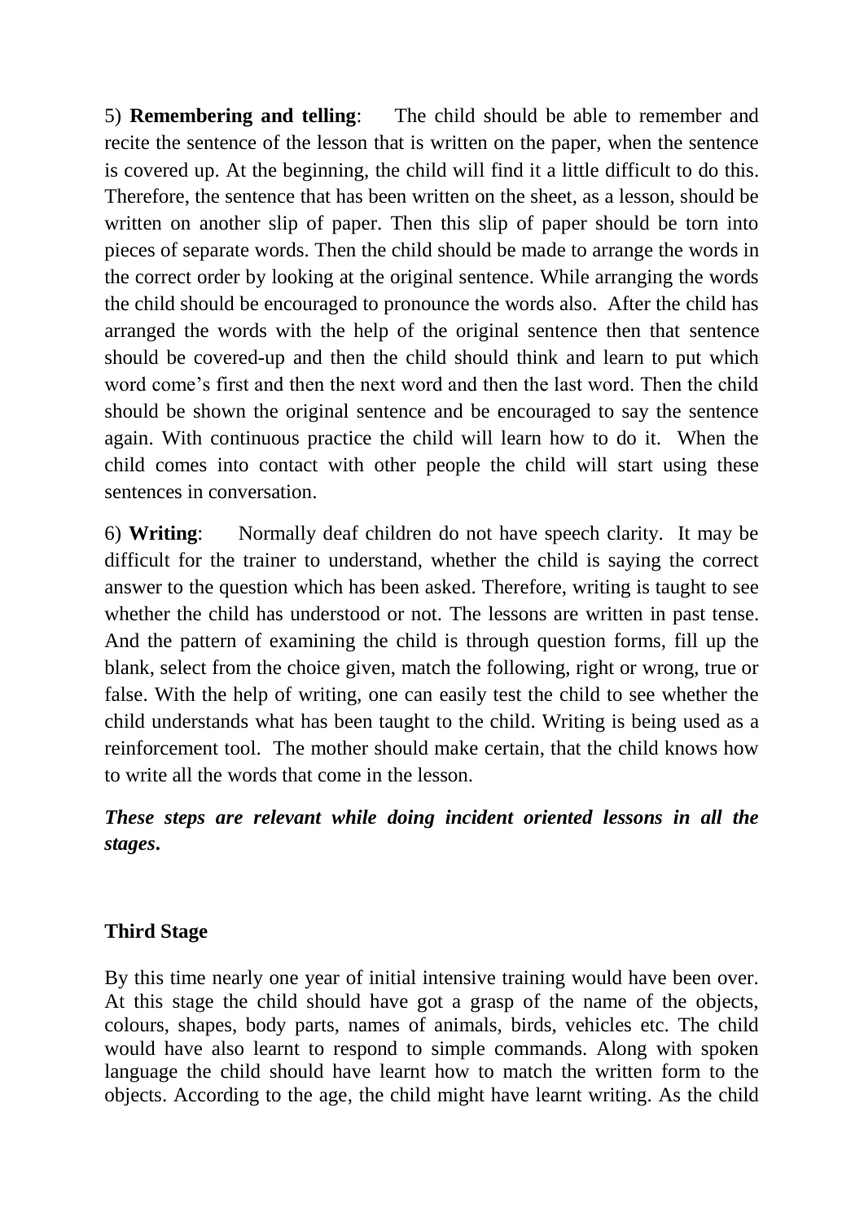5) **Remembering and telling**: The child should be able to remember and recite the sentence of the lesson that is written on the paper, when the sentence is covered up. At the beginning, the child will find it a little difficult to do this. Therefore, the sentence that has been written on the sheet, as a lesson, should be written on another slip of paper. Then this slip of paper should be torn into pieces of separate words. Then the child should be made to arrange the words in the correct order by looking at the original sentence. While arranging the words the child should be encouraged to pronounce the words also. After the child has arranged the words with the help of the original sentence then that sentence should be covered-up and then the child should think and learn to put which word come's first and then the next word and then the last word. Then the child should be shown the original sentence and be encouraged to say the sentence again. With continuous practice the child will learn how to do it. When the child comes into contact with other people the child will start using these sentences in conversation.

6) **Writing**: Normally deaf children do not have speech clarity. It may be difficult for the trainer to understand, whether the child is saying the correct answer to the question which has been asked. Therefore, writing is taught to see whether the child has understood or not. The lessons are written in past tense. And the pattern of examining the child is through question forms, fill up the blank, select from the choice given, match the following, right or wrong, true or false. With the help of writing, one can easily test the child to see whether the child understands what has been taught to the child. Writing is being used as a reinforcement tool. The mother should make certain, that the child knows how to write all the words that come in the lesson.

***These steps are relevant while doing incident oriented lessons in all the stages.***

**Third Stage**

By this time nearly one year of initial intensive training would have been over. At this stage the child should have got a grasp of the name of the objects, colours, shapes, body parts, names of animals, birds, vehicles etc. The child would have also learnt to respond to simple commands. Along with spoken language the child should have learnt how to match the written form to the objects. According to the age, the child might have learnt writing. As the child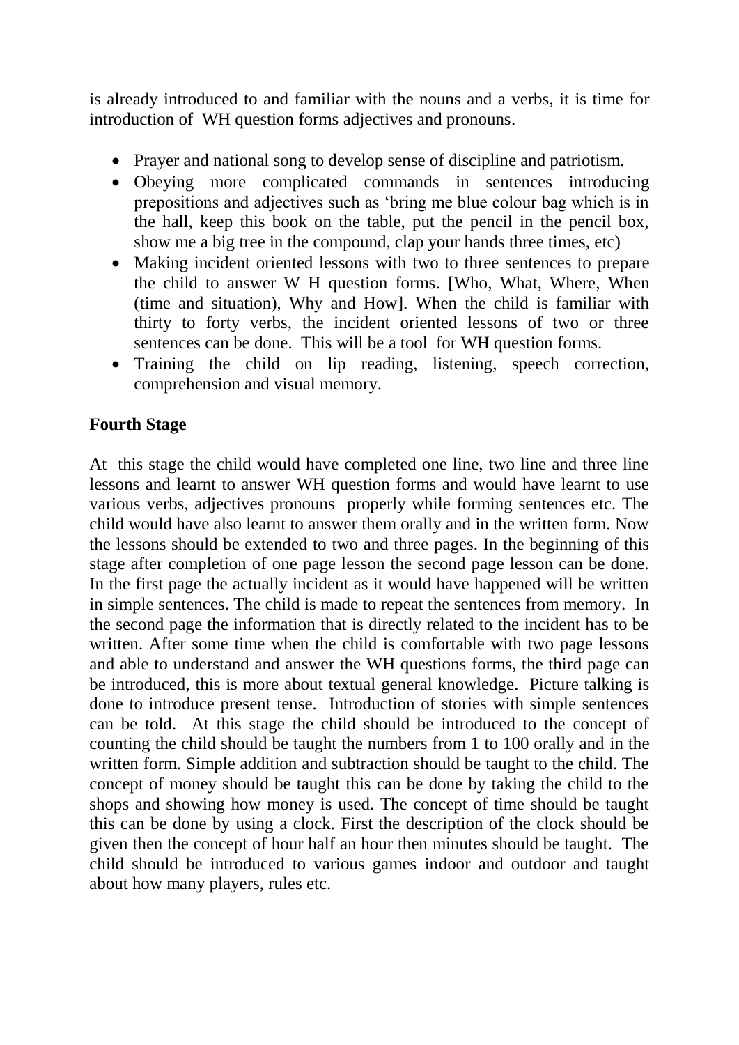is already introduced to and familiar with the nouns and a verbs, it is time for introduction of WH question forms adjectives and pronouns.

- Prayer and national song to develop sense of discipline and patriotism.
- Obeying more complicated commands in sentences introducing prepositions and adjectives such as 'bring me blue colour bag which is in the hall, keep this book on the table, put the pencil in the pencil box, show me a big tree in the compound, clap your hands three times, etc)
- Making incident oriented lessons with two to three sentences to prepare the child to answer W H question forms. [Who, What, Where, When (time and situation), Why and How]. When the child is familiar with thirty to forty verbs, the incident oriented lessons of two or three sentences can be done. This will be a tool for WH question forms.
- Training the child on lip reading, listening, speech correction, comprehension and visual memory.

**Fourth Stage**

At this stage the child would have completed one line, two line and three line lessons and learnt to answer WH question forms and would have learnt to use various verbs, adjectives pronouns properly while forming sentences etc. The child would have also learnt to answer them orally and in the written form. Now the lessons should be extended to two and three pages. In the beginning of this stage after completion of one page lesson the second page lesson can be done. In the first page the actually incident as it would have happened will be written in simple sentences. The child is made to repeat the sentences from memory. In the second page the information that is directly related to the incident has to be written. After some time when the child is comfortable with two page lessons and able to understand and answer the WH questions forms, the third page can be introduced, this is more about textual general knowledge. Picture talking is done to introduce present tense. Introduction of stories with simple sentences can be told. At this stage the child should be introduced to the concept of counting the child should be taught the numbers from 1 to 100 orally and in the written form. Simple addition and subtraction should be taught to the child. The concept of money should be taught this can be done by taking the child to the shops and showing how money is used. The concept of time should be taught this can be done by using a clock. First the description of the clock should be given then the concept of hour half an hour then minutes should be taught. The child should be introduced to various games indoor and outdoor and taught about how many players, rules etc.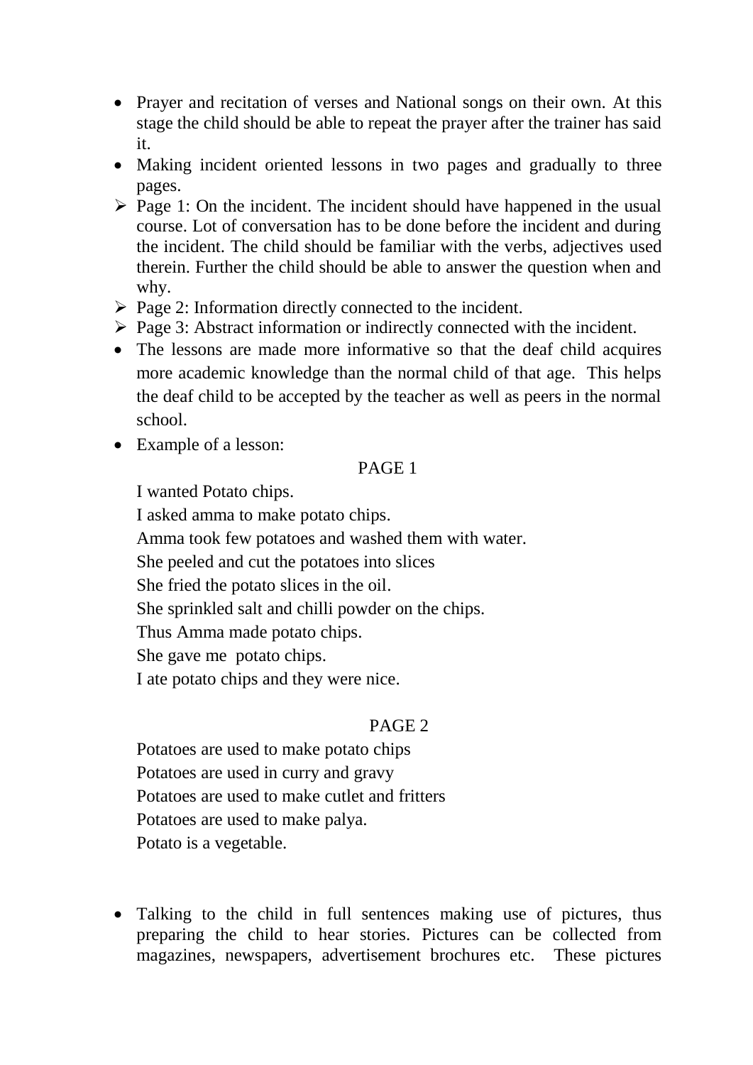- Prayer and recitation of verses and National songs on their own. At this stage the child should be able to repeat the prayer after the trainer has said it.
- Making incident oriented lessons in two pages and gradually to three pages.
  - Page 1: On the incident. The incident should have happened in the usual course. Lot of conversation has to be done before the incident and during the incident. The child should be familiar with the verbs, adjectives used therein. Further the child should be able to answer the question when and why.
  - Page 2: Information directly connected to the incident.
  - Page 3: Abstract information or indirectly connected with the incident.
- The lessons are made more informative so that the deaf child acquires more academic knowledge than the normal child of that age. This helps the deaf child to be accepted by the teacher as well as peers in the normal school.
- Example of a lesson:

PAGE 1

I wanted Potato chips.
I asked amma to make potato chips.
Amma took few potatoes and washed them with water.
She peeled and cut the potatoes into slices
She fried the potato slices in the oil.
She sprinkled salt and chilli powder on the chips.
Thus Amma made potato chips.
She gave me potato chips.
I ate potato chips and they were nice.

PAGE 2

Potatoes are used to make potato chips
Potatoes are used in curry and gravy
Potatoes are used to make cutlet and fritters
Potatoes are used to make palya.
Potato is a vegetable.

- Talking to the child in full sentences making use of pictures, thus preparing the child to hear stories. Pictures can be collected from magazines, newspapers, advertisement brochures etc. These pictures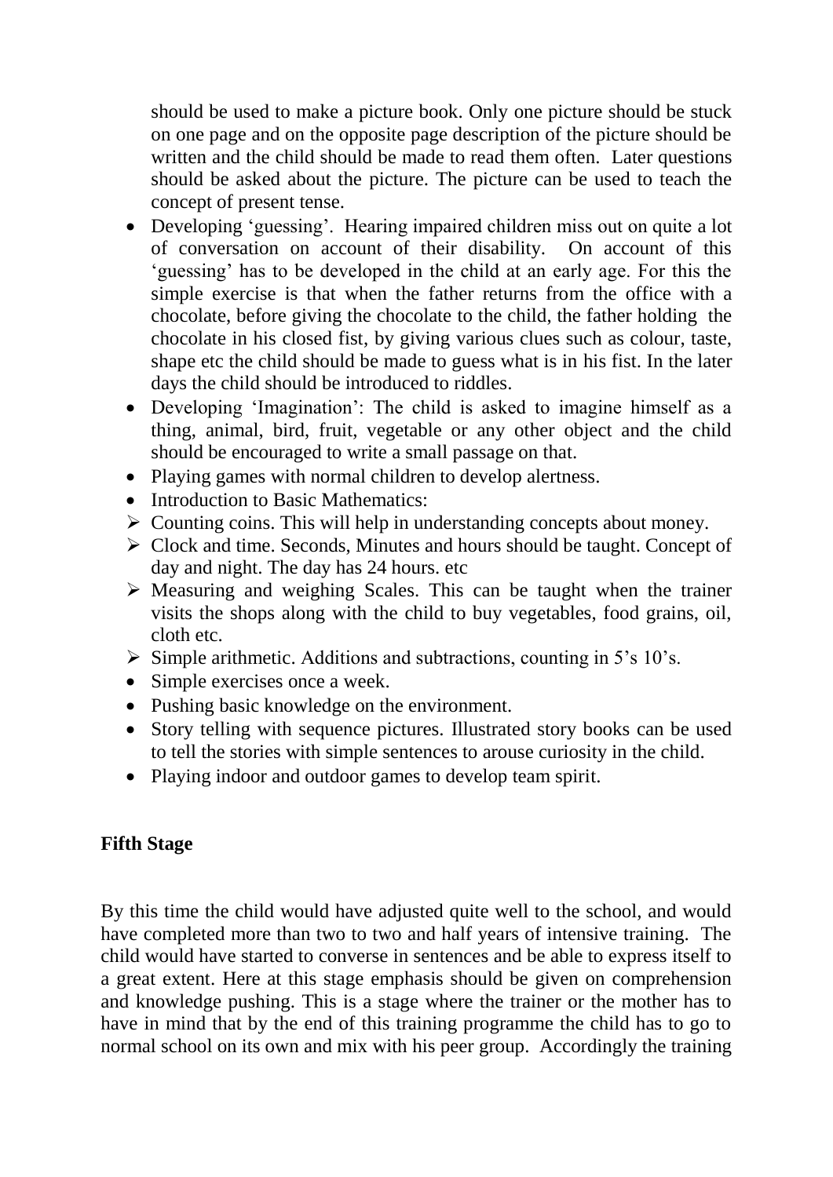should be used to make a picture book. Only one picture should be stuck on one page and on the opposite page description of the picture should be written and the child should be made to read them often. Later questions should be asked about the picture. The picture can be used to teach the concept of present tense.

- Developing 'guessing'. Hearing impaired children miss out on quite a lot of conversation on account of their disability. On account of this 'guessing' has to be developed in the child at an early age. For this the simple exercise is that when the father returns from the office with a chocolate, before giving the chocolate to the child, the father holding the chocolate in his closed fist, by giving various clues such as colour, taste, shape etc the child should be made to guess what is in his fist. In the later days the child should be introduced to riddles.
- Developing 'Imagination': The child is asked to imagine himself as a thing, animal, bird, fruit, vegetable or any other object and the child should be encouraged to write a small passage on that.
- Playing games with normal children to develop alertness.
- Introduction to Basic Mathematics:
  - Counting coins. This will help in understanding concepts about money.
  - Clock and time. Seconds, Minutes and hours should be taught. Concept of day and night. The day has 24 hours. etc
  - Measuring and weighing Scales. This can be taught when the trainer visits the shops along with the child to buy vegetables, food grains, oil, cloth etc.
  - Simple arithmetic. Additions and subtractions, counting in 5's 10's.
- Simple exercises once a week.
- Pushing basic knowledge on the environment.
- Story telling with sequence pictures. Illustrated story books can be used to tell the stories with simple sentences to arouse curiosity in the child.
- Playing indoor and outdoor games to develop team spirit.

**Fifth Stage**

By this time the child would have adjusted quite well to the school, and would have completed more than two to two and half years of intensive training. The child would have started to converse in sentences and be able to express itself to a great extent. Here at this stage emphasis should be given on comprehension and knowledge pushing. This is a stage where the trainer or the mother has to have in mind that by the end of this training programme the child has to go to normal school on its own and mix with his peer group. Accordingly the training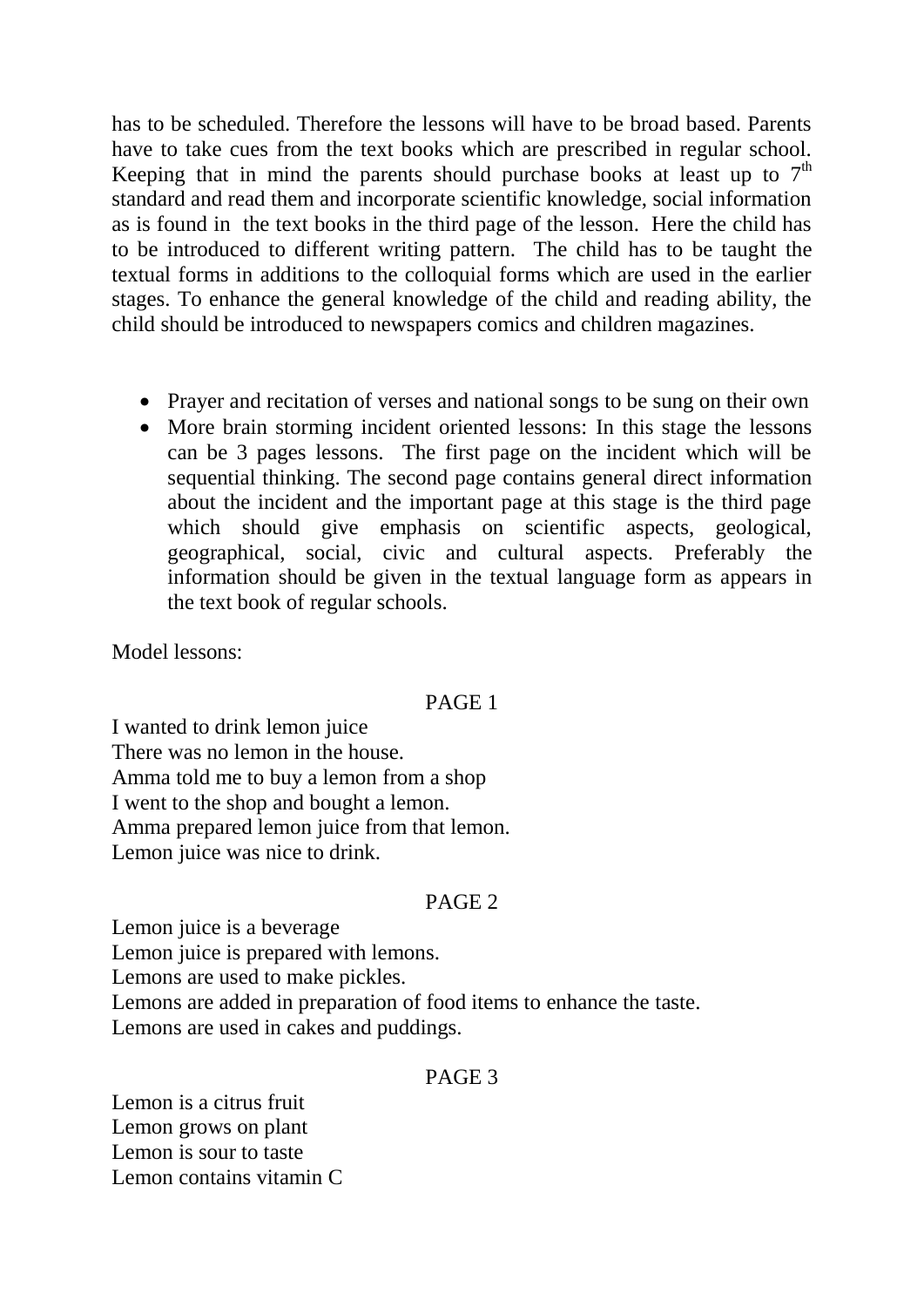has to be scheduled. Therefore the lessons will have to be broad based. Parents have to take cues from the text books which are prescribed in regular school. Keeping that in mind the parents should purchase books at least up to 7th standard and read them and incorporate scientific knowledge, social information as is found in the text books in the third page of the lesson. Here the child has to be introduced to different writing pattern. The child has to be taught the textual forms in additions to the colloquial forms which are used in the earlier stages. To enhance the general knowledge of the child and reading ability, the child should be introduced to newspapers comics and children magazines.

- Prayer and recitation of verses and national songs to be sung on their own
- More brain storming incident oriented lessons: In this stage the lessons can be 3 pages lessons. The first page on the incident which will be sequential thinking. The second page contains general direct information about the incident and the important page at this stage is the third page which should give emphasis on scientific aspects, geological, geographical, social, civic and cultural aspects. Preferably the information should be given in the textual language form as appears in the text book of regular schools.

Model lessons:

PAGE 1

I wanted to drink lemon juice
There was no lemon in the house.
Amma told me to buy a lemon from a shop
I went to the shop and bought a lemon.
Amma prepared lemon juice from that lemon.
Lemon juice was nice to drink.

PAGE 2

Lemon juice is a beverage
Lemon juice is prepared with lemons.
Lemons are used to make pickles.
Lemons are added in preparation of food items to enhance the taste.
Lemons are used in cakes and puddings.

PAGE 3

Lemon is a citrus fruit
Lemon grows on plant
Lemon is sour to taste
Lemon contains vitamin C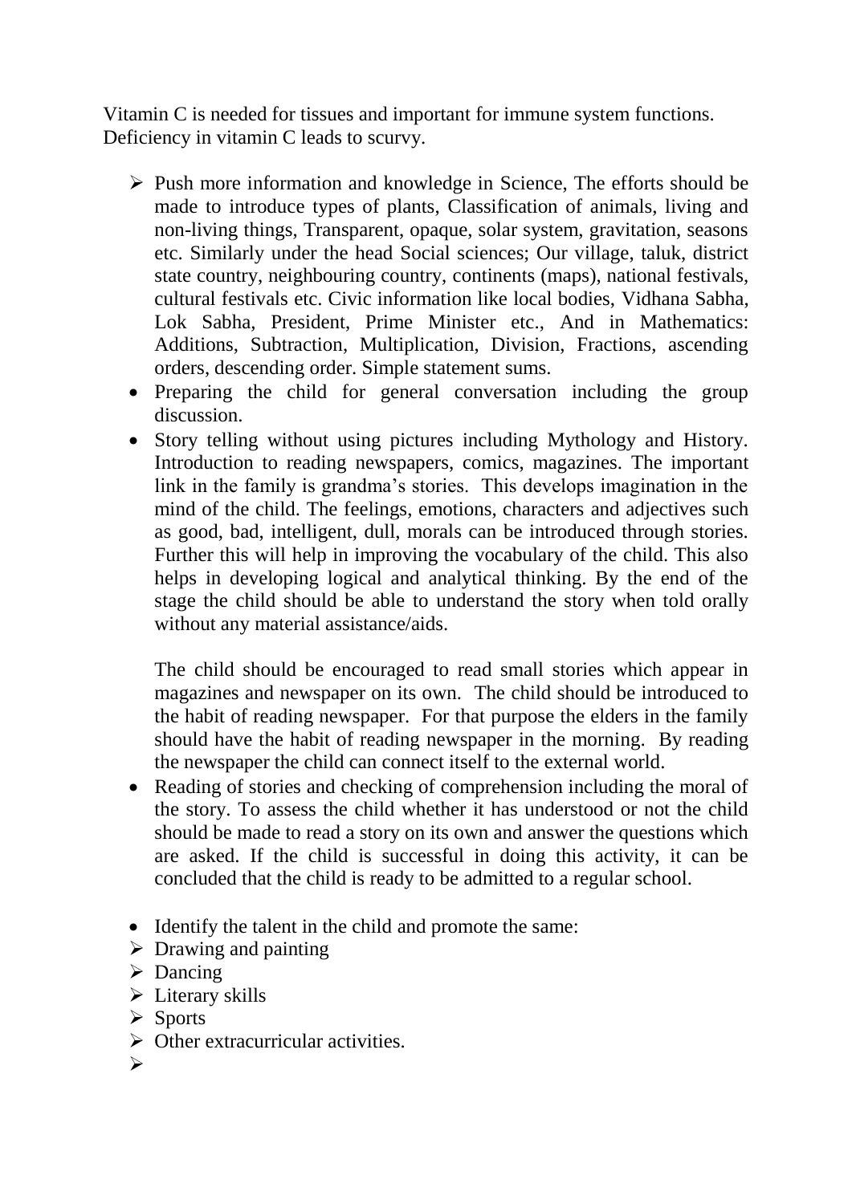Vitamin C is needed for tissues and important for immune system functions. Deficiency in vitamin C leads to scurvy.

- Push more information and knowledge in Science, The efforts should be made to introduce types of plants, Classification of animals, living and non-living things, Transparent, opaque, solar system, gravitation, seasons etc. Similarly under the head Social sciences; Our village, taluk, district state country, neighbouring country, continents (maps), national festivals, cultural festivals etc. Civic information like local bodies, Vidhana Sabha, Lok Sabha, President, Prime Minister etc., And in Mathematics: Additions, Subtraction, Multiplication, Division, Fractions, ascending orders, descending order. Simple statement sums.

- Preparing the child for general conversation including the group discussion.
- Story telling without using pictures including Mythology and History. Introduction to reading newspapers, comics, magazines. The important link in the family is grandma's stories. This develops imagination in the mind of the child. The feelings, emotions, characters and adjectives such as good, bad, intelligent, dull, morals can be introduced through stories. Further this will help in improving the vocabulary of the child. This also helps in developing logical and analytical thinking. By the end of the stage the child should be able to understand the story when told orally without any material assistance/aids.

  The child should be encouraged to read small stories which appear in magazines and newspaper on its own. The child should be introduced to the habit of reading newspaper. For that purpose the elders in the family should have the habit of reading newspaper in the morning. By reading the newspaper the child can connect itself to the external world.
- Reading of stories and checking of comprehension including the moral of the story. To assess the child whether it has understood or not the child should be made to read a story on its own and answer the questions which are asked. If the child is successful in doing this activity, it can be concluded that the child is ready to be admitted to a regular school.

- Identify the talent in the child and promote the same:
  - Drawing and painting
  - Dancing
  - Literary skills
  - Sports
  - Other extracurricular activities.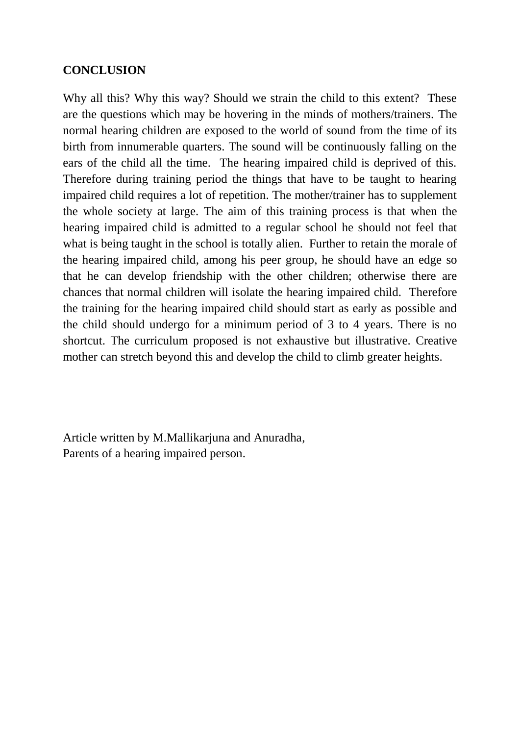**CONCLUSION**

Why all this? Why this way? Should we strain the child to this extent? These are the questions which may be hovering in the minds of mothers/trainers. The normal hearing children are exposed to the world of sound from the time of its birth from innumerable quarters. The sound will be continuously falling on the ears of the child all the time. The hearing impaired child is deprived of this. Therefore during training period the things that have to be taught to hearing impaired child requires a lot of repetition. The mother/trainer has to supplement the whole society at large. The aim of this training process is that when the hearing impaired child is admitted to a regular school he should not feel that what is being taught in the school is totally alien. Further to retain the morale of the hearing impaired child, among his peer group, he should have an edge so that he can develop friendship with the other children; otherwise there are chances that normal children will isolate the hearing impaired child. Therefore the training for the hearing impaired child should start as early as possible and the child should undergo for a minimum period of 3 to 4 years. There is no shortcut. The curriculum proposed is not exhaustive but illustrative. Creative mother can stretch beyond this and develop the child to climb greater heights.

Article written by M.Mallikarjuna and Anuradha,
Parents of a hearing impaired person.